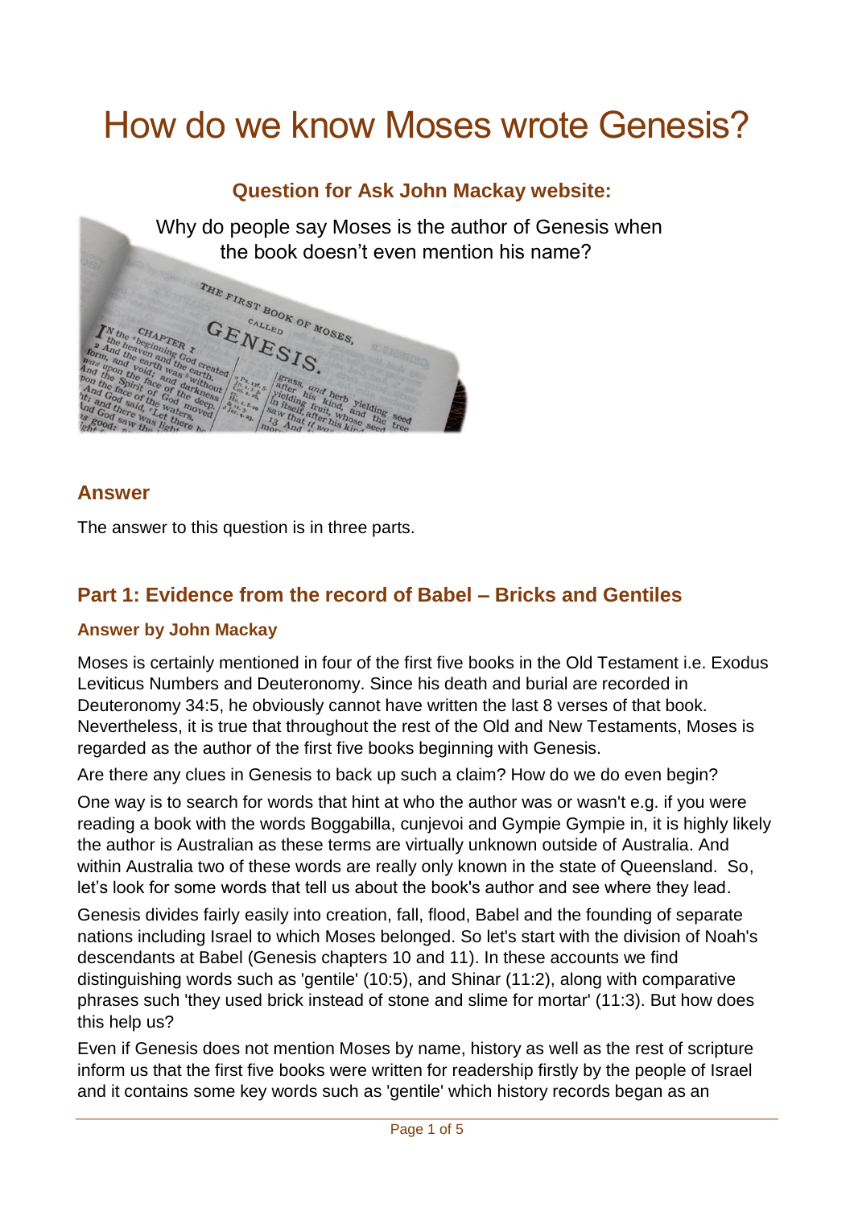# How do we know Moses wrote Genesis?

### Question for Ask John Mackay website:

Why do people say Moses is the author of Genesis when the book doesn't even mention his name?

## Answer

The answer to this question is in three parts.

## Part 1: Evidence from the record of Babel – Bricks and Gentiles

### Answer by John Mackay

Moses is certainly mentioned in four of the first five books in the Old Testament i.e. Exodus Leviticus Numbers and Deuteronomy. Since his death and burial are recorded in Deuteronomy 34:5, he obviously cannot have written the last 8 verses of that book. Nevertheless, it is true that throughout the rest of the Old and New Testaments, Moses is regarded as the author of the first five books beginning with Genesis.

Are there any clues in Genesis to back up such a claim? How do we do even begin?

One way is to search for words that hint at who the author was or wasn't e.g. if you were reading a book with the words Boggabilla, cunjevoi and Gympie Gympie in, it is highly likely the author is Australian as these terms are virtually unknown outside of Australia. And within Australia two of these words are really only known in the state of Queensland. So, let's look for some words that tell us about the book's author and see where they lead.

Genesis divides fairly easily into creation, fall, flood, Babel and the founding of separate nations including Israel to which Moses belonged. So let's start with the division of Noah's descendants at Babel (Genesis chapters 10 and 11). In these accounts we find distinguishing words such as 'gentile' (10:5), and Shinar (11:2), along with comparative phrases such 'they used brick instead of stone and slime for mortar' (11:3). But how does this help us?

Even if Genesis does not mention Moses by name, history as well as the rest of scripture inform us that the first five books were written for readership firstly by the people of Israel and it contains some key words such as 'gentile' which history records began as an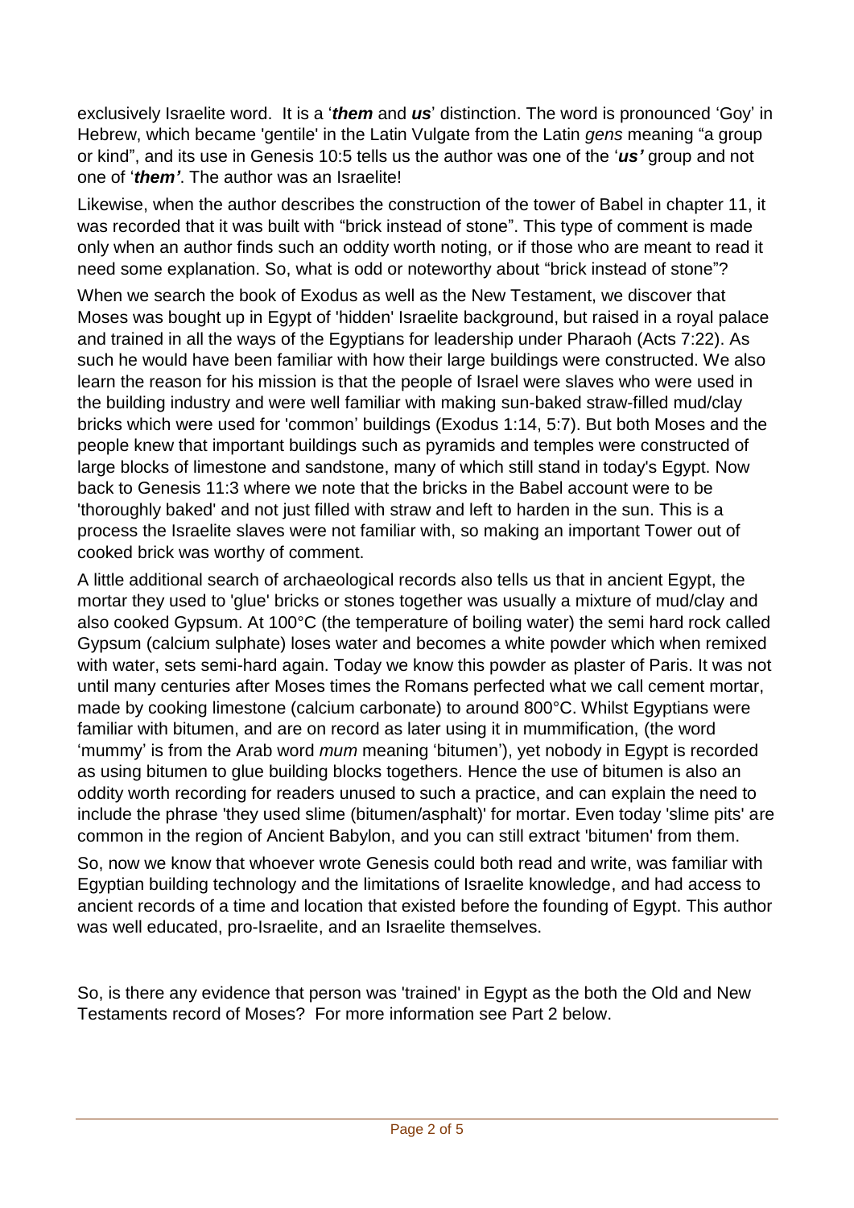exclusively Israelite word. It is a '***them*** and ***us***' distinction. The word is pronounced 'Goy' in Hebrew, which became 'gentile' in the Latin Vulgate from the Latin *gens* meaning "a group or kind", and its use in Genesis 10:5 tells us the author was one of the '***us'*** group and not one of '***them'***. The author was an Israelite!

Likewise, when the author describes the construction of the tower of Babel in chapter 11, it was recorded that it was built with "brick instead of stone". This type of comment is made only when an author finds such an oddity worth noting, or if those who are meant to read it need some explanation. So, what is odd or noteworthy about "brick instead of stone"?

When we search the book of Exodus as well as the New Testament, we discover that Moses was bought up in Egypt of 'hidden' Israelite background, but raised in a royal palace and trained in all the ways of the Egyptians for leadership under Pharaoh (Acts 7:22). As such he would have been familiar with how their large buildings were constructed. We also learn the reason for his mission is that the people of Israel were slaves who were used in the building industry and were well familiar with making sun-baked straw-filled mud/clay bricks which were used for 'common' buildings (Exodus 1:14, 5:7). But both Moses and the people knew that important buildings such as pyramids and temples were constructed of large blocks of limestone and sandstone, many of which still stand in today's Egypt. Now back to Genesis 11:3 where we note that the bricks in the Babel account were to be 'thoroughly baked' and not just filled with straw and left to harden in the sun. This is a process the Israelite slaves were not familiar with, so making an important Tower out of cooked brick was worthy of comment.

A little additional search of archaeological records also tells us that in ancient Egypt, the mortar they used to 'glue' bricks or stones together was usually a mixture of mud/clay and also cooked Gypsum. At 100°C (the temperature of boiling water) the semi hard rock called Gypsum (calcium sulphate) loses water and becomes a white powder which when remixed with water, sets semi-hard again. Today we know this powder as plaster of Paris. It was not until many centuries after Moses times the Romans perfected what we call cement mortar, made by cooking limestone (calcium carbonate) to around 800°C. Whilst Egyptians were familiar with bitumen, and are on record as later using it in mummification, (the word 'mummy' is from the Arab word *mum* meaning 'bitumen'), yet nobody in Egypt is recorded as using bitumen to glue building blocks togethers. Hence the use of bitumen is also an oddity worth recording for readers unused to such a practice, and can explain the need to include the phrase 'they used slime (bitumen/asphalt)' for mortar. Even today 'slime pits' are common in the region of Ancient Babylon, and you can still extract 'bitumen' from them.

So, now we know that whoever wrote Genesis could both read and write, was familiar with Egyptian building technology and the limitations of Israelite knowledge, and had access to ancient records of a time and location that existed before the founding of Egypt. This author was well educated, pro-Israelite, and an Israelite themselves.

So, is there any evidence that person was 'trained' in Egypt as the both the Old and New Testaments record of Moses? For more information see Part 2 below.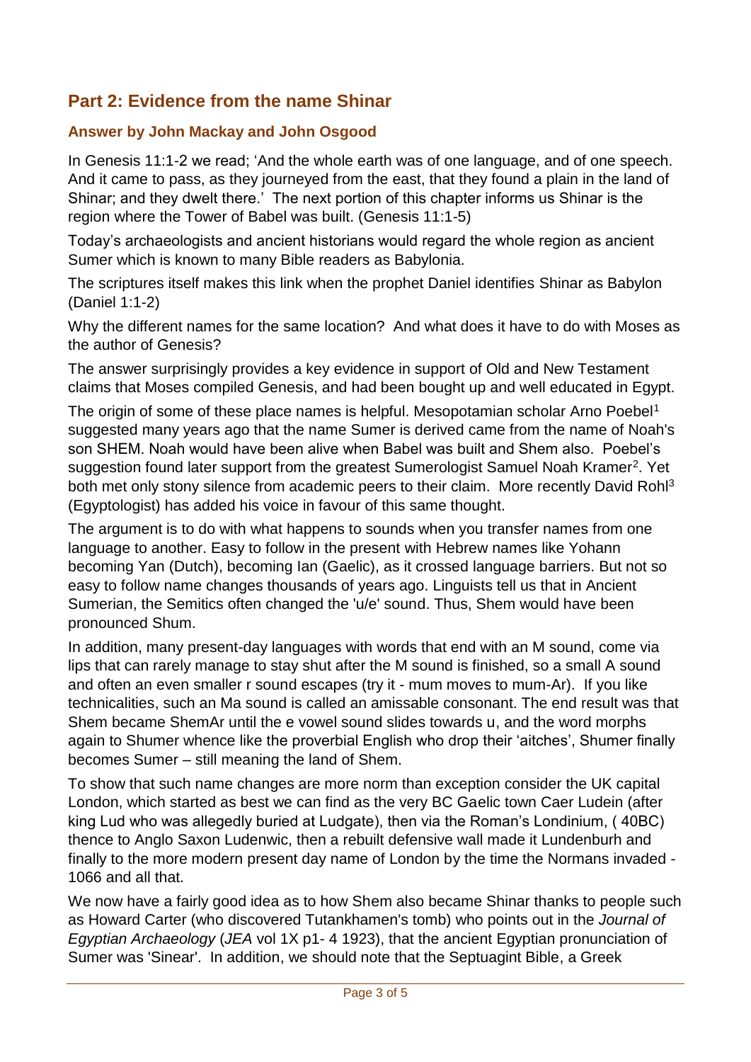## Part 2: Evidence from the name Shinar

### Answer by John Mackay and John Osgood

In Genesis 11:1-2 we read; 'And the whole earth was of one language, and of one speech. And it came to pass, as they journeyed from the east, that they found a plain in the land of Shinar; and they dwelt there.' The next portion of this chapter informs us Shinar is the region where the Tower of Babel was built. (Genesis 11:1-5)

Today's archaeologists and ancient historians would regard the whole region as ancient Sumer which is known to many Bible readers as Babylonia.

The scriptures itself makes this link when the prophet Daniel identifies Shinar as Babylon (Daniel 1:1-2)

Why the different names for the same location? And what does it have to do with Moses as the author of Genesis?

The answer surprisingly provides a key evidence in support of Old and New Testament claims that Moses compiled Genesis, and had been bought up and well educated in Egypt.

The origin of some of these place names is helpful. Mesopotamian scholar Arno Poebel[1] suggested many years ago that the name Sumer is derived came from the name of Noah's son SHEM. Noah would have been alive when Babel was built and Shem also. Poebel's suggestion found later support from the greatest Sumerologist Samuel Noah Kramer[2]. Yet both met only stony silence from academic peers to their claim. More recently David Rohl[3] (Egyptologist) has added his voice in favour of this same thought.

The argument is to do with what happens to sounds when you transfer names from one language to another. Easy to follow in the present with Hebrew names like Yohann becoming Yan (Dutch), becoming Ian (Gaelic), as it crossed language barriers. But not so easy to follow name changes thousands of years ago. Linguists tell us that in Ancient Sumerian, the Semitics often changed the 'u/e' sound. Thus, Shem would have been pronounced Shum.

In addition, many present-day languages with words that end with an M sound, come via lips that can rarely manage to stay shut after the M sound is finished, so a small A sound and often an even smaller r sound escapes (try it - mum moves to mum-Ar). If you like technicalities, such an Ma sound is called an amissable consonant. The end result was that Shem became ShemAr until the e vowel sound slides towards u, and the word morphs again to Shumer whence like the proverbial English who drop their 'aitches', Shumer finally becomes Sumer – still meaning the land of Shem.

To show that such name changes are more norm than exception consider the UK capital London, which started as best we can find as the very BC Gaelic town Caer Ludein (after king Lud who was allegedly buried at Ludgate), then via the Roman's Londinium, ( 40BC) thence to Anglo Saxon Ludenwic, then a rebuilt defensive wall made it Lundenburh and finally to the more modern present day name of London by the time the Normans invaded - 1066 and all that.

We now have a fairly good idea as to how Shem also became Shinar thanks to people such as Howard Carter (who discovered Tutankhamen's tomb) who points out in the *Journal of Egyptian Archaeology* (*JEA* vol 1X p1- 4 1923), that the ancient Egyptian pronunciation of Sumer was 'Sinear'. In addition, we should note that the Septuagint Bible, a Greek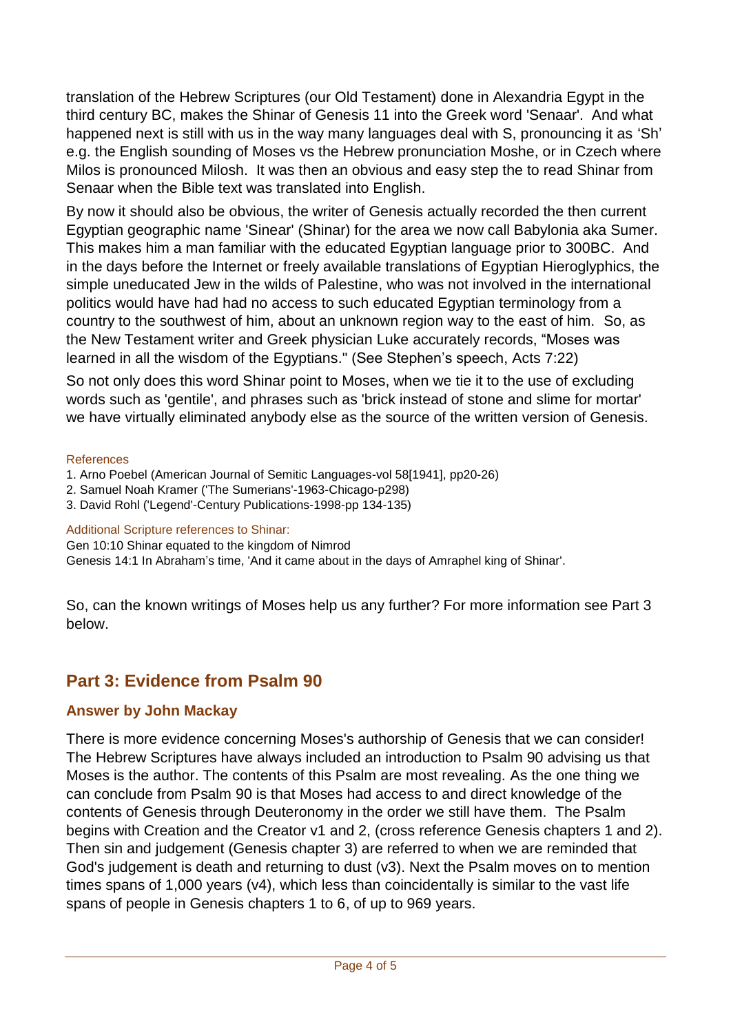translation of the Hebrew Scriptures (our Old Testament) done in Alexandria Egypt in the third century BC, makes the Shinar of Genesis 11 into the Greek word 'Senaar'. And what happened next is still with us in the way many languages deal with S, pronouncing it as 'Sh' e.g. the English sounding of Moses vs the Hebrew pronunciation Moshe, or in Czech where Milos is pronounced Milosh. It was then an obvious and easy step the to read Shinar from Senaar when the Bible text was translated into English.

By now it should also be obvious, the writer of Genesis actually recorded the then current Egyptian geographic name 'Sinear' (Shinar) for the area we now call Babylonia aka Sumer. This makes him a man familiar with the educated Egyptian language prior to 300BC. And in the days before the Internet or freely available translations of Egyptian Hieroglyphics, the simple uneducated Jew in the wilds of Palestine, who was not involved in the international politics would have had had no access to such educated Egyptian terminology from a country to the southwest of him, about an unknown region way to the east of him. So, as the New Testament writer and Greek physician Luke accurately records, "Moses was learned in all the wisdom of the Egyptians." (See Stephen's speech, Acts 7:22)

So not only does this word Shinar point to Moses, when we tie it to the use of excluding words such as 'gentile', and phrases such as 'brick instead of stone and slime for mortar' we have virtually eliminated anybody else as the source of the written version of Genesis.

References

1. Arno Poebel (American Journal of Semitic Languages-vol 58[1941], pp20-26)
2. Samuel Noah Kramer ('The Sumerians'-1963-Chicago-p298)
3. David Rohl ('Legend'-Century Publications-1998-pp 134-135)

Additional Scripture references to Shinar:

Gen 10:10 Shinar equated to the kingdom of Nimrod
Genesis 14:1 In Abraham's time, 'And it came about in the days of Amraphel king of Shinar'.

So, can the known writings of Moses help us any further? For more information see Part 3 below.

## Part 3: Evidence from Psalm 90

### Answer by John Mackay

There is more evidence concerning Moses's authorship of Genesis that we can consider! The Hebrew Scriptures have always included an introduction to Psalm 90 advising us that Moses is the author. The contents of this Psalm are most revealing. As the one thing we can conclude from Psalm 90 is that Moses had access to and direct knowledge of the contents of Genesis through Deuteronomy in the order we still have them. The Psalm begins with Creation and the Creator v1 and 2, (cross reference Genesis chapters 1 and 2). Then sin and judgement (Genesis chapter 3) are referred to when we are reminded that God's judgement is death and returning to dust (v3). Next the Psalm moves on to mention times spans of 1,000 years (v4), which less than coincidentally is similar to the vast life spans of people in Genesis chapters 1 to 6, of up to 969 years.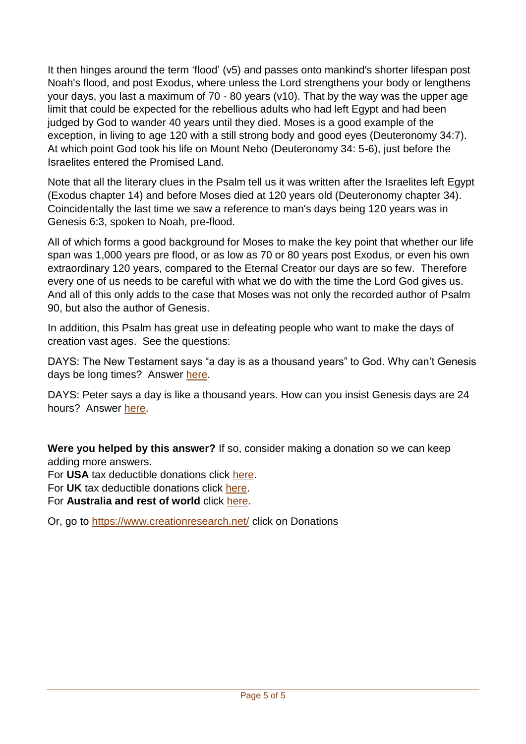It then hinges around the term 'flood' (v5) and passes onto mankind's shorter lifespan post Noah's flood, and post Exodus, where unless the Lord strengthens your body or lengthens your days, you last a maximum of 70 - 80 years (v10). That by the way was the upper age limit that could be expected for the rebellious adults who had left Egypt and had been judged by God to wander 40 years until they died. Moses is a good example of the exception, in living to age 120 with a still strong body and good eyes (Deuteronomy 34:7). At which point God took his life on Mount Nebo (Deuteronomy 34: 5-6), just before the Israelites entered the Promised Land.

Note that all the literary clues in the Psalm tell us it was written after the Israelites left Egypt (Exodus chapter 14) and before Moses died at 120 years old (Deuteronomy chapter 34). Coincidentally the last time we saw a reference to man's days being 120 years was in Genesis 6:3, spoken to Noah, pre-flood.

All of which forms a good background for Moses to make the key point that whether our life span was 1,000 years pre flood, or as low as 70 or 80 years post Exodus, or even his own extraordinary 120 years, compared to the Eternal Creator our days are so few. Therefore every one of us needs to be careful with what we do with the time the Lord God gives us. And all of this only adds to the case that Moses was not only the recorded author of Psalm 90, but also the author of Genesis.

In addition, this Psalm has great use in defeating people who want to make the days of creation vast ages. See the questions:

DAYS: The New Testament says "a day is as a thousand years" to God. Why can't Genesis days be long times? Answer here.

DAYS: Peter says a day is like a thousand years. How can you insist Genesis days are 24 hours? Answer here.

**Were you helped by this answer?** If so, consider making a donation so we can keep adding more answers.
For **USA** tax deductible donations click here.
For **UK** tax deductible donations click here.
For **Australia and rest of world** click here.

Or, go to https://www.creationresearch.net/ click on Donations